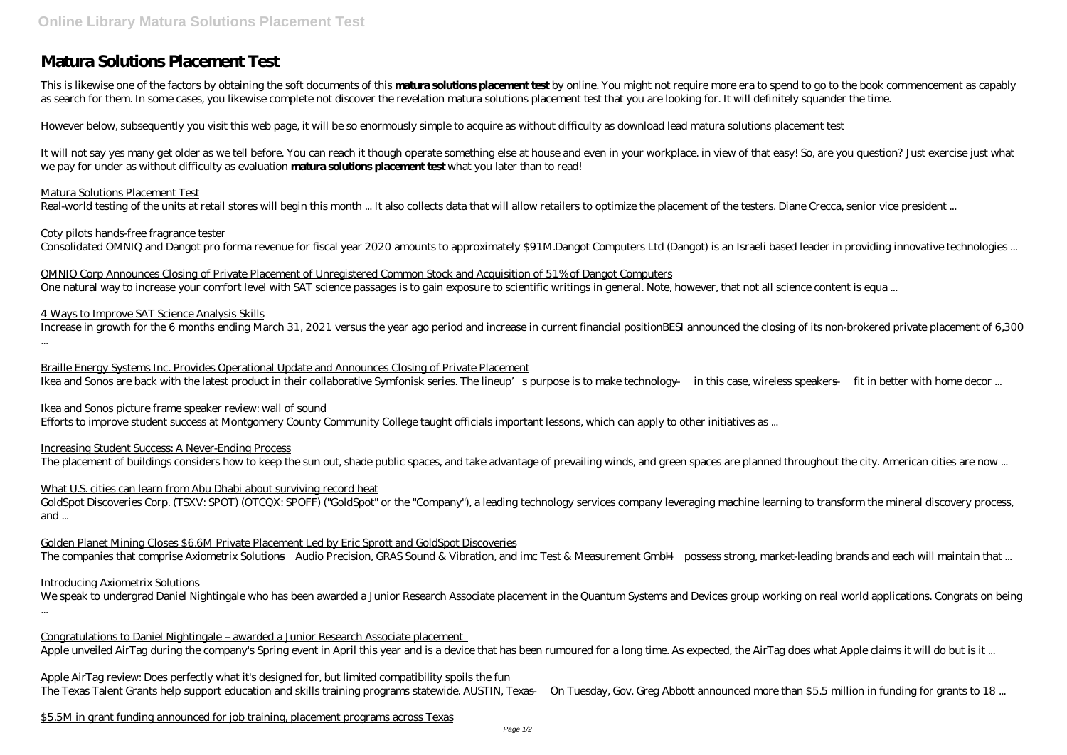# Matura Solutions Placement Test

This is likewise one of the factors by obtaining the soft documents of this **matura solutions placement test** by online. You might not require more era to spend to go to the book commencement as capably as search for them. In some cases, you likewise complete not discover the revelation matura solutions placement test that you are looking for. It will definitely squander the time.

However below, subsequently you visit this web page, it will be so enormously simple to acquire as without difficulty as download lead matura solutions placement test

It will not say yes many get older as we tell before. You can reach it though operate something else at house and even in your workplace. in view of that easy! So, are you question? Just exercise just what we pay for under as without difficulty as evaluation **matura solutions placement test** what you later than to read!

Matura Solutions Placement Test
Real-world testing of the units at retail stores will begin this month ... It also collects data that will allow retailers to optimize the placement of the testers. Diane Crecca, senior vice president ...

Coty pilots hands-free fragrance tester
Consolidated OMNIQ and Dangot pro forma revenue for fiscal year 2020 amounts to approximately $91M.Dangot Computers Ltd (Dangot) is an Israeli based leader in providing innovative technologies ...

OMNIQ Corp Announces Closing of Private Placement of Unregistered Common Stock and Acquisition of 51% of Dangot Computers
One natural way to increase your comfort level with SAT science passages is to gain exposure to scientific writings in general. Note, however, that not all science content is equa ...

4 Ways to Improve SAT Science Analysis Skills
Increase in growth for the 6 months ending March 31, 2021 versus the year ago period and increase in current financial positionBESI announced the closing of its non-brokered private placement of 6,300 ...

Braille Energy Systems Inc. Provides Operational Update and Announces Closing of Private Placement
Ikea and Sonos are back with the latest product in their collaborative Symfonisk series. The lineup's purpose is to make technology — in this case, wireless speakers — fit in better with home decor ...

Ikea and Sonos picture frame speaker review: wall of sound
Efforts to improve student success at Montgomery County Community College taught officials important lessons, which can apply to other initiatives as ...

Increasing Student Success: A Never-Ending Process
The placement of buildings considers how to keep the sun out, shade public spaces, and take advantage of prevailing winds, and green spaces are planned throughout the city. American cities are now ...

What U.S. cities can learn from Abu Dhabi about surviving record heat
GoldSpot Discoveries Corp. (TSXV: SPOT) (OTCQX: SPOFF) ("GoldSpot" or the "Company"), a leading technology services company leveraging machine learning to transform the mineral discovery process, and ...

Golden Planet Mining Closes $6.6M Private Placement Led by Eric Sprott and GoldSpot Discoveries
The companies that comprise Axiometrix Solutions—Audio Precision, GRAS Sound & Vibration, and imc Test & Measurement GmbH—possess strong, market-leading brands and each will maintain that ...

Introducing Axiometrix Solutions
We speak to undergrad Daniel Nightingale who has been awarded a Junior Research Associate placement in the Quantum Systems and Devices group working on real world applications. Congrats on being ...

Congratulations to Daniel Nightingale – awarded a Junior Research Associate placement
Apple unveiled AirTag during the company's Spring event in April this year and is a device that has been rumoured for a long time. As expected, the AirTag does what Apple claims it will do but is it ...

Apple AirTag review: Does perfectly what it's designed for, but limited compatibility spoils the fun
The Texas Talent Grants help support education and skills training programs statewide. AUSTIN, Texas — On Tuesday, Gov. Greg Abbott announced more than $5.5 million in funding for grants to 18 ...

$5.5M in grant funding announced for job training, placement programs across Texas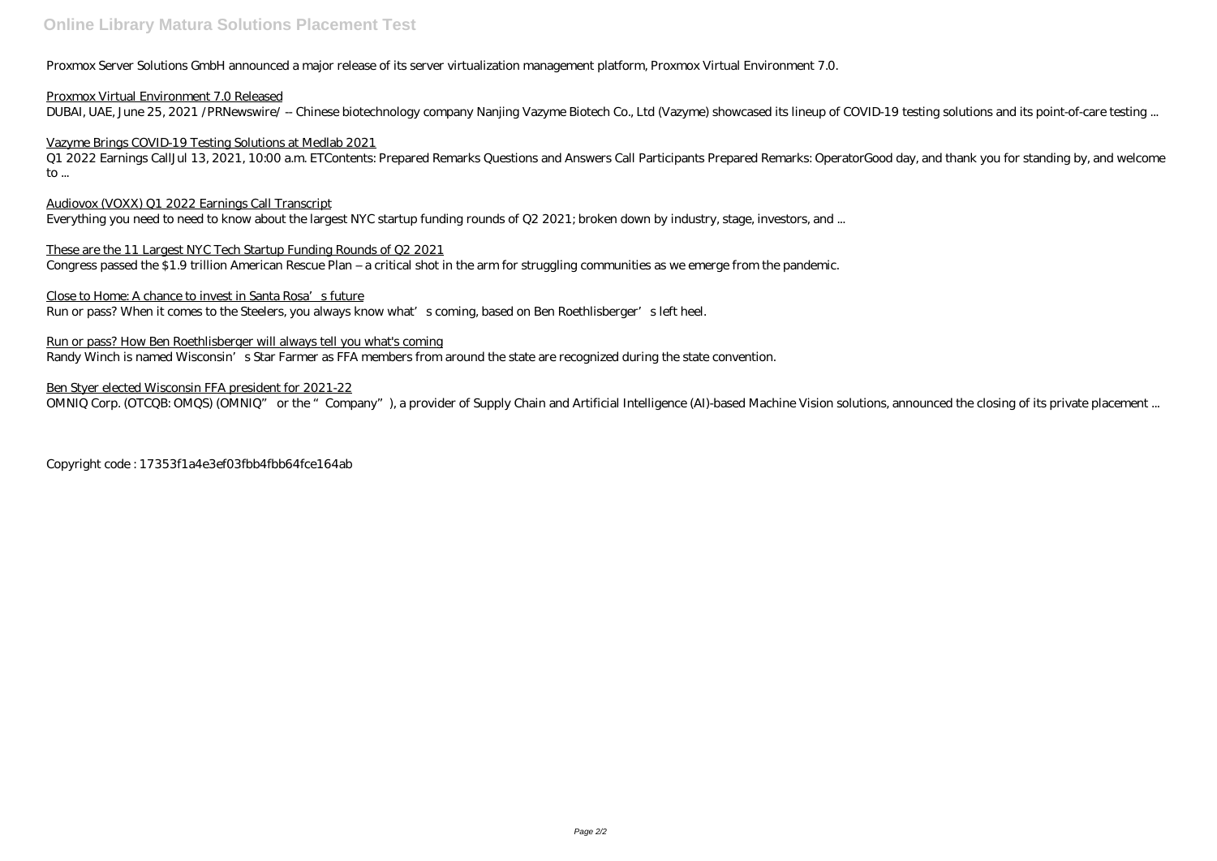Proxmox Server Solutions GmbH announced a major release of its server virtualization management platform, Proxmox Virtual Environment 7.0.

Proxmox Virtual Environment 7.0 Released

DUBAI, UAE, June 25, 2021 /PRNewswire/ -- Chinese biotechnology company Nanjing Vazyme Biotech Co., Ltd (Vazyme) showcased its lineup of COVID-19 testing solutions and its point-of-care testing ...

Vazyme Brings COVID-19 Testing Solutions at Medlab 2021

Q1 2022 Earnings CallJul 13, 2021, 10:00 a.m. ETContents: Prepared Remarks Questions and Answers Call Participants Prepared Remarks: OperatorGood day, and thank you for standing by, and welcome to ...

Audiovox (VOXX) Q1 2022 Earnings Call Transcript

Everything you need to need to know about the largest NYC startup funding rounds of Q2 2021; broken down by industry, stage, investors, and ...

These are the 11 Largest NYC Tech Startup Funding Rounds of Q2 2021

Congress passed the $1.9 trillion American Rescue Plan – a critical shot in the arm for struggling communities as we emerge from the pandemic.

Close to Home: A chance to invest in Santa Rosa's future

Run or pass? When it comes to the Steelers, you always know what's coming, based on Ben Roethlisberger's left heel.

Run or pass? How Ben Roethlisberger will always tell you what's coming

Randy Winch is named Wisconsin's Star Farmer as FFA members from around the state are recognized during the state convention.

Ben Styer elected Wisconsin FFA president for 2021-22

OMNIQ Corp. (OTCQB: OMQS) (OMNIQ" or the "Company"), a provider of Supply Chain and Artificial Intelligence (AI)-based Machine Vision solutions, announced the closing of its private placement ...

Copyright code : 17353f1a4e3ef03fbb4fbb64fce164ab